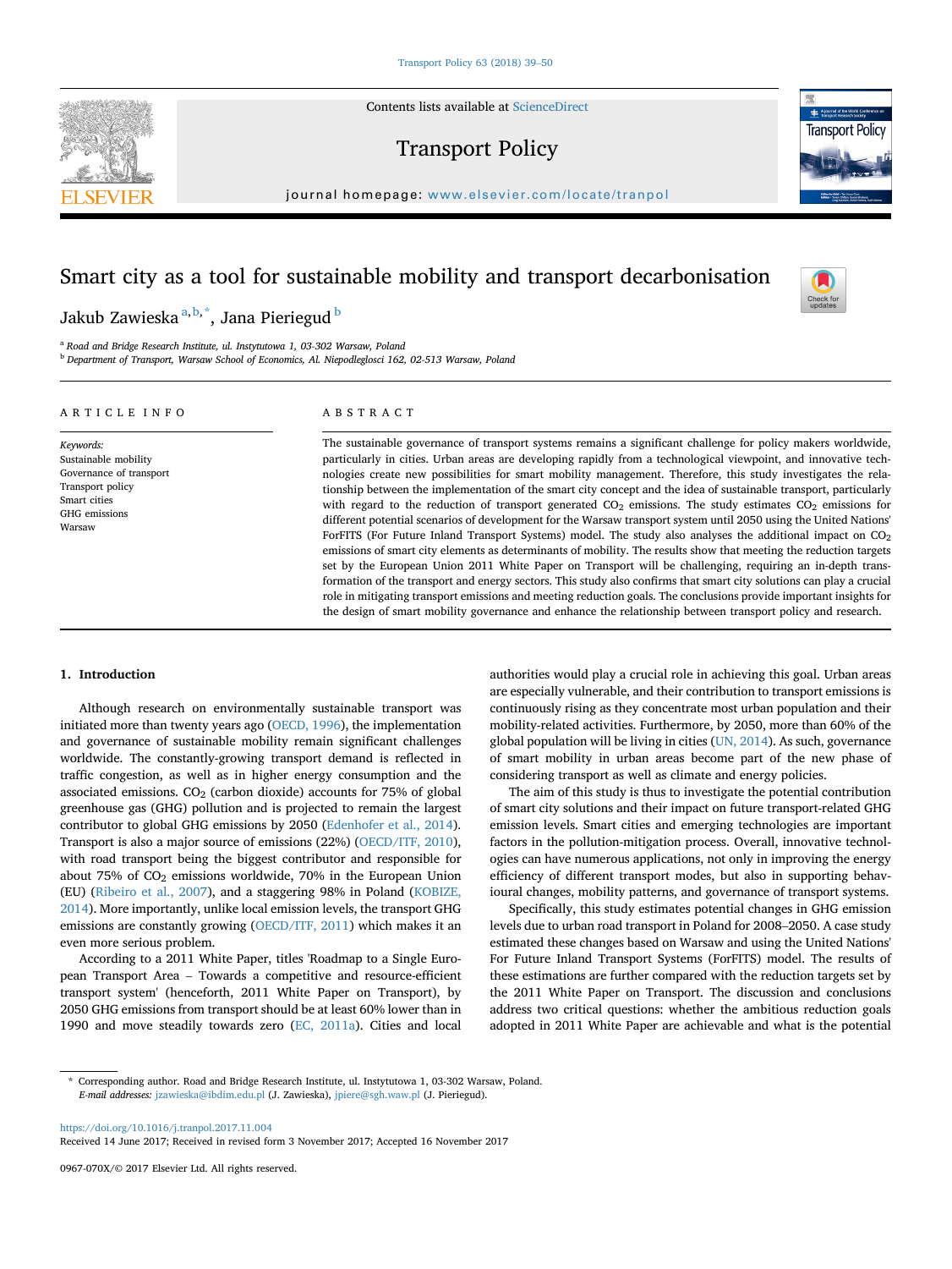# Smart city as a tool for sustainable mobility and transport decarbonisation

Jakub Zawieska[a,b,*], Jana Pieriegud[b]

[a] Road and Bridge Research Institute, ul. Instytutowa 1, 03-302 Warsaw, Poland
[b] Department of Transport, Warsaw School of Economics, Al. Niepodleglosci 162, 02-513 Warsaw, Poland

## ARTICLE INFO

*Keywords:*
Sustainable mobility
Governance of transport
Transport policy
Smart cities
GHG emissions
Warsaw

## ABSTRACT

The sustainable governance of transport systems remains a significant challenge for policy makers worldwide, particularly in cities. Urban areas are developing rapidly from a technological viewpoint, and innovative technologies create new possibilities for smart mobility management. Therefore, this study investigates the relationship between the implementation of the smart city concept and the idea of sustainable transport, particularly with regard to the reduction of transport generated $CO_2$ emissions. The study estimates $CO_2$ emissions for different potential scenarios of development for the Warsaw transport system until 2050 using the United Nations' ForFITS (For Future Inland Transport Systems) model. The study also analyses the additional impact on $CO_2$ emissions of smart city elements as determinants of mobility. The results show that meeting the reduction targets set by the European Union 2011 White Paper on Transport will be challenging, requiring an in-depth transformation of the transport and energy sectors. This study also confirms that smart city solutions can play a crucial role in mitigating transport emissions and meeting reduction goals. The conclusions provide important insights for the design of smart mobility governance and enhance the relationship between transport policy and research.

## 1. Introduction

Although research on environmentally sustainable transport was initiated more than twenty years ago (OECD, 1996), the implementation and governance of sustainable mobility remain significant challenges worldwide. The constantly-growing transport demand is reflected in traffic congestion, as well as in higher energy consumption and the associated emissions. $CO_2$ (carbon dioxide) accounts for 75% of global greenhouse gas (GHG) pollution and is projected to remain the largest contributor to global GHG emissions by 2050 (Edenhofer et al., 2014). Transport is also a major source of emissions (22%) (OECD/ITF, 2010), with road transport being the biggest contributor and responsible for about 75% of $CO_2$ emissions worldwide, 70% in the European Union (EU) (Ribeiro et al., 2007), and a staggering 98% in Poland (KOBIZE, 2014). More importantly, unlike local emission levels, the transport GHG emissions are constantly growing (OECD/ITF, 2011) which makes it an even more serious problem.

According to a 2011 White Paper, titles 'Roadmap to a Single European Transport Area – Towards a competitive and resource-efficient transport system' (henceforth, 2011 White Paper on Transport), by 2050 GHG emissions from transport should be at least 60% lower than in 1990 and move steadily towards zero (EC, 2011a). Cities and local authorities would play a crucial role in achieving this goal. Urban areas are especially vulnerable, and their contribution to transport emissions is continuously rising as they concentrate most urban population and their mobility-related activities. Furthermore, by 2050, more than 60% of the global population will be living in cities (UN, 2014). As such, governance of smart mobility in urban areas become part of the new phase of considering transport as well as climate and energy policies.

The aim of this study is thus to investigate the potential contribution of smart city solutions and their impact on future transport-related GHG emission levels. Smart cities and emerging technologies are important factors in the pollution-mitigation process. Overall, innovative technologies can have numerous applications, not only in improving the energy efficiency of different transport modes, but also in supporting behavioural changes, mobility patterns, and governance of transport systems.

Specifically, this study estimates potential changes in GHG emission levels due to urban road transport in Poland for 2008–2050. A case study estimated these changes based on Warsaw and using the United Nations' For Future Inland Transport Systems (ForFITS) model. The results of these estimations are further compared with the reduction targets set by the 2011 White Paper on Transport. The discussion and conclusions address two critical questions: whether the ambitious reduction goals adopted in 2011 White Paper are achievable and what is the potential

---

* Corresponding author. Road and Bridge Research Institute, ul. Instytutowa 1, 03-302 Warsaw, Poland.
*E-mail addresses:* jzawieska@ibdim.edu.pl (J. Zawieska), jpiere@sgh.waw.pl (J. Pieriegud).

https://doi.org/10.1016/j.tranpol.2017.11.004
Received 14 June 2017; Received in revised form 3 November 2017; Accepted 16 November 2017

0967-070X/© 2017 Elsevier Ltd. All rights reserved.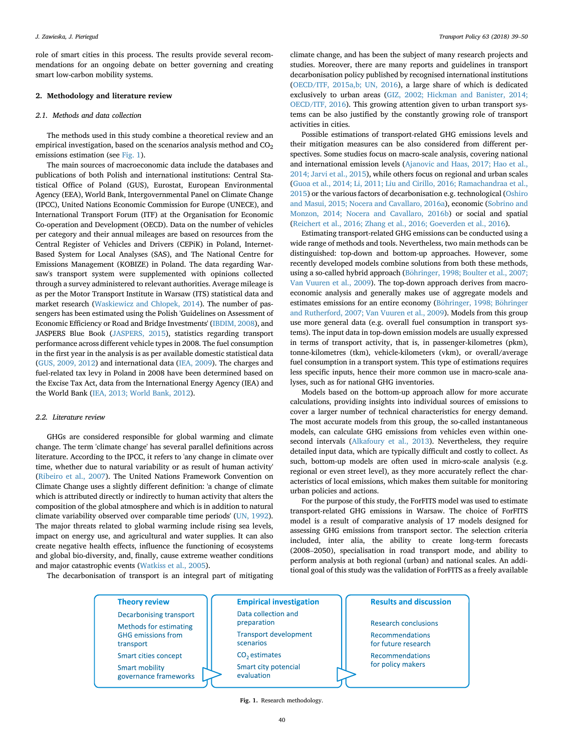role of smart cities in this process. The results provide several recommendations for an ongoing debate on better governing and creating smart low-carbon mobility systems.

## 2. Methodology and literature review

### 2.1. Methods and data collection

The methods used in this study combine a theoretical review and an empirical investigation, based on the scenarios analysis method and $CO_2$ emissions estimation (see Fig. 1).

The main sources of macroeconomic data include the databases and publications of both Polish and international institutions: Central Statistical Office of Poland (GUS), Eurostat, European Environmental Agency (EEA), World Bank, Intergovernmental Panel on Climate Change (IPCC), United Nations Economic Commission for Europe (UNECE), and International Transport Forum (ITF) at the Organisation for Economic Co-operation and Development (OECD). Data on the number of vehicles per category and their annual mileages are based on resources from the Central Register of Vehicles and Drivers (CEPiK) in Poland, Internet-Based System for Local Analyses (SAS), and The National Centre for Emissions Management (KOBIZE) in Poland. The data regarding Warsaw's transport system were supplemented with opinions collected through a survey administered to relevant authorities. Average mileage is as per the Motor Transport Institute in Warsaw (ITS) statistical data and market research (Waskiewicz and Chłopek, 2014). The number of passengers has been estimated using the Polish 'Guidelines on Assessment of Economic Efficiency or Road and Bridge Investments' (IBDIM, 2008), and JASPERS Blue Book (JASPERS, 2015), statistics regarding transport performance across different vehicle types in 2008. The fuel consumption in the first year in the analysis is as per available domestic statistical data (GUS, 2009, 2012) and international data (IEA, 2009). The charges and fuel-related tax levy in Poland in 2008 have been determined based on the Excise Tax Act, data from the International Energy Agency (IEA) and the World Bank (IEA, 2013; World Bank, 2012).

### 2.2. Literature review

GHGs are considered responsible for global warming and climate change. The term 'climate change' has several parallel definitions across literature. According to the IPCC, it refers to 'any change in climate over time, whether due to natural variability or as result of human activity' (Ribeiro et al., 2007). The United Nations Framework Convention on Climate Change uses a slightly different definition: 'a change of climate which is attributed directly or indirectly to human activity that alters the composition of the global atmosphere and which is in addition to natural climate variability observed over comparable time periods' (UN, 1992). The major threats related to global warming include rising sea levels, impact on energy use, and agricultural and water supplies. It can also create negative health effects, influence the functioning of ecosystems and global bio-diversity, and, finally, cause extreme weather conditions and major catastrophic events (Watkiss et al., 2005).

The decarbonisation of transport is an integral part of mitigating climate change, and has been the subject of many research projects and studies. Moreover, there are many reports and guidelines in transport decarbonisation policy published by recognised international institutions (OECD/ITF, 2015a,b; UN, 2016), a large share of which is dedicated exclusively to urban areas (GIZ, 2002; Hickman and Banister, 2014; OECD/ITF, 2016). This growing attention given to urban transport systems can be also justified by the constantly growing role of transport activities in cities.

Possible estimations of transport-related GHG emissions levels and their mitigation measures can be also considered from different perspectives. Some studies focus on macro-scale analysis, covering national and international emission levels (Ajanovic and Haas, 2017; Hao et al., 2014; Jarvi et al., 2015), while others focus on regional and urban scales (Guoa et al., 2014; Li, 2011; Liu and Cirillo, 2016; Ramachandraa et al., 2015) or the various factors of decarbonisation e.g. technological (Oshiro and Masui, 2015; Nocera and Cavallaro, 2016a), economic (Sobrino and Monzon, 2014; Nocera and Cavallaro, 2016b) or social and spatial (Reichert et al., 2016; Zhang et al., 2016; Goeverden et al., 2016).

Estimating transport-related GHG emissions can be conducted using a wide range of methods and tools. Nevertheless, two main methods can be distinguished: top-down and bottom-up approaches. However, some recently developed models combine solutions from both these methods, using a so-called hybrid approach (Böhringer, 1998; Boulter et al., 2007; Van Vuuren et al., 2009). The top-down approach derives from macro-economic analysis and generally makes use of aggregate models and estimates emissions for an entire economy (Böhringer, 1998; Böhringer and Rutherford, 2007; Van Vuuren et al., 2009). Models from this group use more general data (e.g. overall fuel consumption in transport systems). The input data in top-down emission models are usually expressed in terms of transport activity, that is, in passenger-kilometres (pkm), tonne-kilometres (tkm), vehicle-kilometers (vkm), or overall/average fuel consumption in a transport system. This type of estimations requires less specific inputs, hence their more common use in macro-scale analyses, such as for national GHG inventories.

Models based on the bottom-up approach allow for more accurate calculations, providing insights into individual sources of emissions to cover a larger number of technical characteristics for energy demand. The most accurate models from this group, the so-called instantaneous models, can calculate GHG emissions from vehicles even within one-second intervals (Alkafoury et al., 2013). Nevertheless, they require detailed input data, which are typically difficult and costly to collect. As such, bottom-up models are often used in micro-scale analysis (e.g. regional or even street level), as they more accurately reflect the characteristics of local emissions, which makes them suitable for monitoring urban policies and actions.

For the purpose of this study, the ForFITS model was used to estimate transport-related GHG emissions in Warsaw. The choice of ForFITS model is a result of comparative analysis of 17 models designed for assessing GHG emissions from transport sector. The selection criteria included, inter alia, the ability to create long-term forecasts (2008–2050), specialisation in road transport mode, and ability to perform analysis at both regional (urban) and national scales. An additional goal of this study was the validation of ForFITS as a freely available

| Theory review | Empirical investigation | Results and discussion |
|---|---|---|
| Decarbonising transport | Data collection and preparation | Research conclusions |
| Methods for estimating GHG emissions from transport | Transport development scenarios | Recommendations for future research |
| Smart cities concept | $CO_2$ estimates | Recommendations for policy makers |
| Smart mobility governance frameworks | Smart city potencial evaluation | |

**Fig. 1.** Research methodology.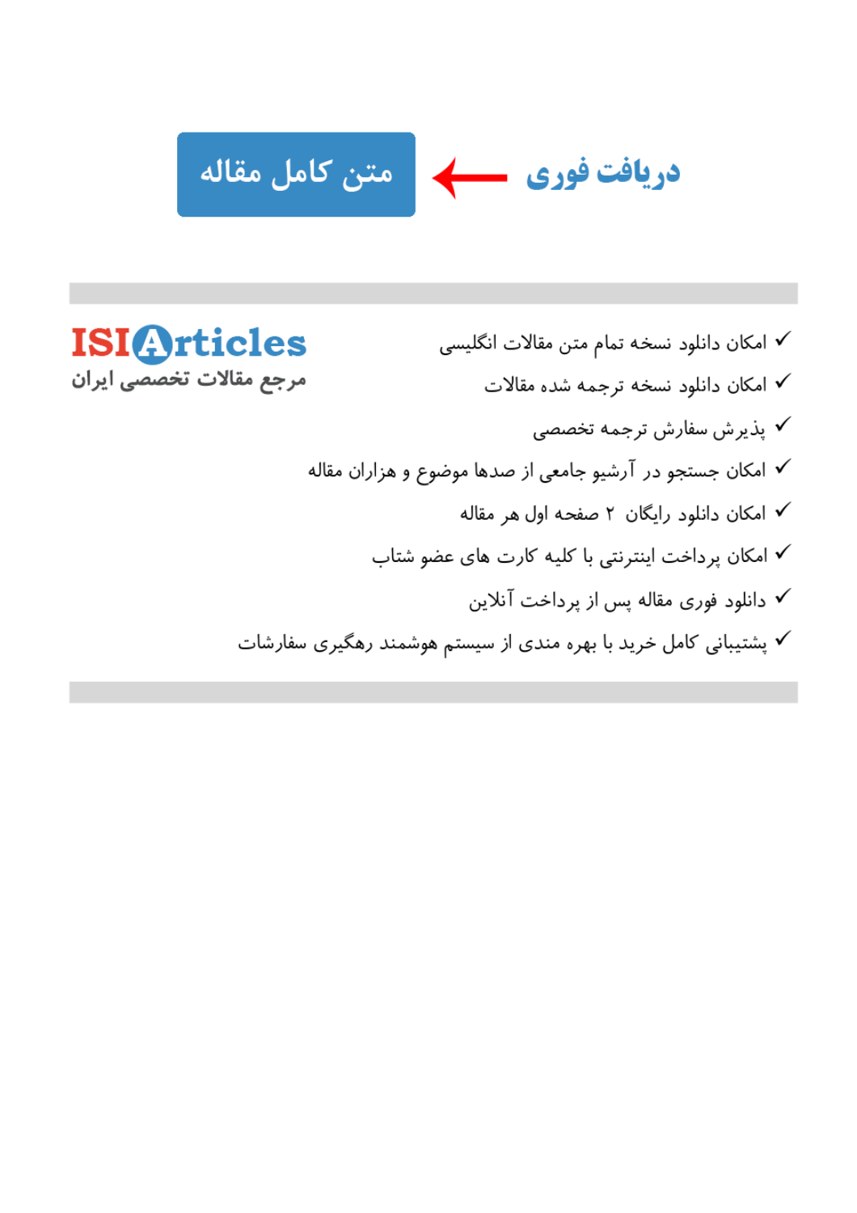دریافت فوری ← **متن کامل مقاله**

**ISIArticles**
مرجع مقالات تخصصی ایران

- ✓ امکان دانلود نسخه تمام متن مقالات انگلیسی
- ✓ امکان دانلود نسخه ترجمه شده مقالات
- ✓ پذیرش سفارش ترجمه تخصصی
- ✓ امکان جستجو در آرشیو جامعی از صدها موضوع و هزاران مقاله
- ✓ امکان دانلود رایگان ۲ صفحه اول هر مقاله
- ✓ امکان پرداخت اینترنتی با کلیه کارت های عضو شتاب
- ✓ دانلود فوری مقاله پس از پرداخت آنلاین
- ✓ پشتیبانی کامل خرید با بهره مندی از سیستم هوشمند رهگیری سفارشات